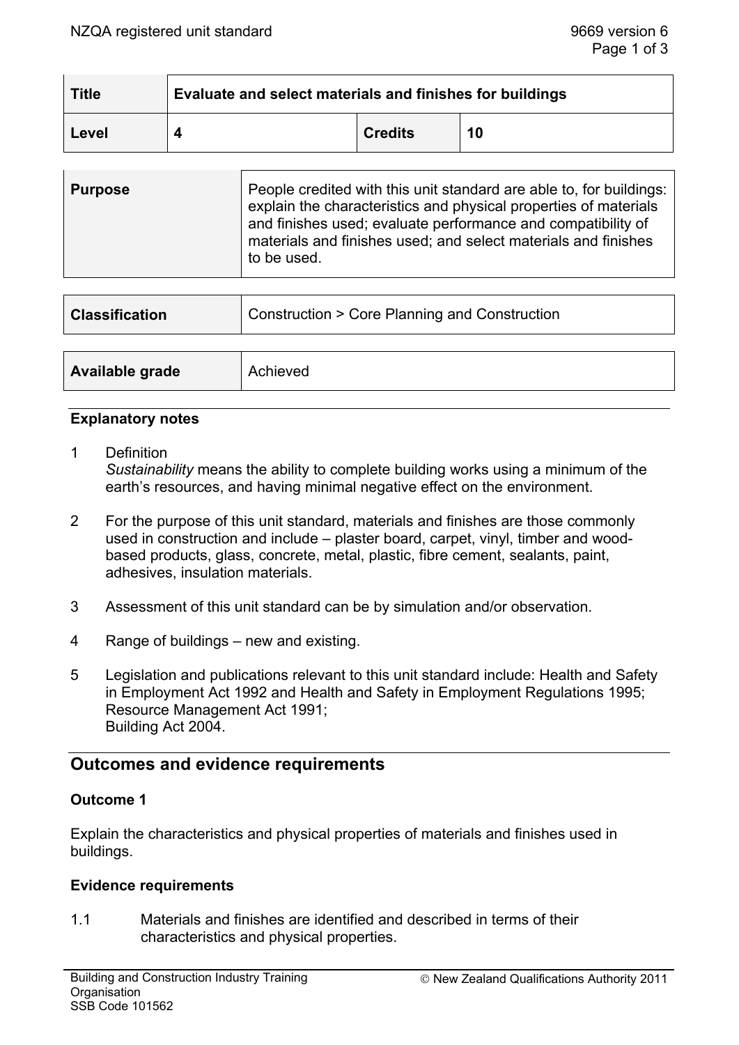| Title | Evaluate and select materials and finishes for buildings | | |
|---|---|---|---|
| Level | 4 | Credits | 10 |

| Purpose | People credited with this unit standard are able to, for buildings: explain the characteristics and physical properties of materials and finishes used; evaluate performance and compatibility of materials and finishes used; and select materials and finishes to be used. |
|---|---|

| Classification | Construction > Core Planning and Construction |
|---|---|

| Available grade | Achieved |
|---|---|

### Explanatory notes

1. Definition
   *Sustainability* means the ability to complete building works using a minimum of the earth's resources, and having minimal negative effect on the environment.

2. For the purpose of this unit standard, materials and finishes are those commonly used in construction and include – plaster board, carpet, vinyl, timber and wood-based products, glass, concrete, metal, plastic, fibre cement, sealants, paint, adhesives, insulation materials.

3. Assessment of this unit standard can be by simulation and/or observation.

4. Range of buildings – new and existing.

5. Legislation and publications relevant to this unit standard include: Health and Safety in Employment Act 1992 and Health and Safety in Employment Regulations 1995; Resource Management Act 1991;
   Building Act 2004.

## Outcomes and evidence requirements

### Outcome 1

Explain the characteristics and physical properties of materials and finishes used in buildings.

### Evidence requirements

1.1 Materials and finishes are identified and described in terms of their characteristics and physical properties.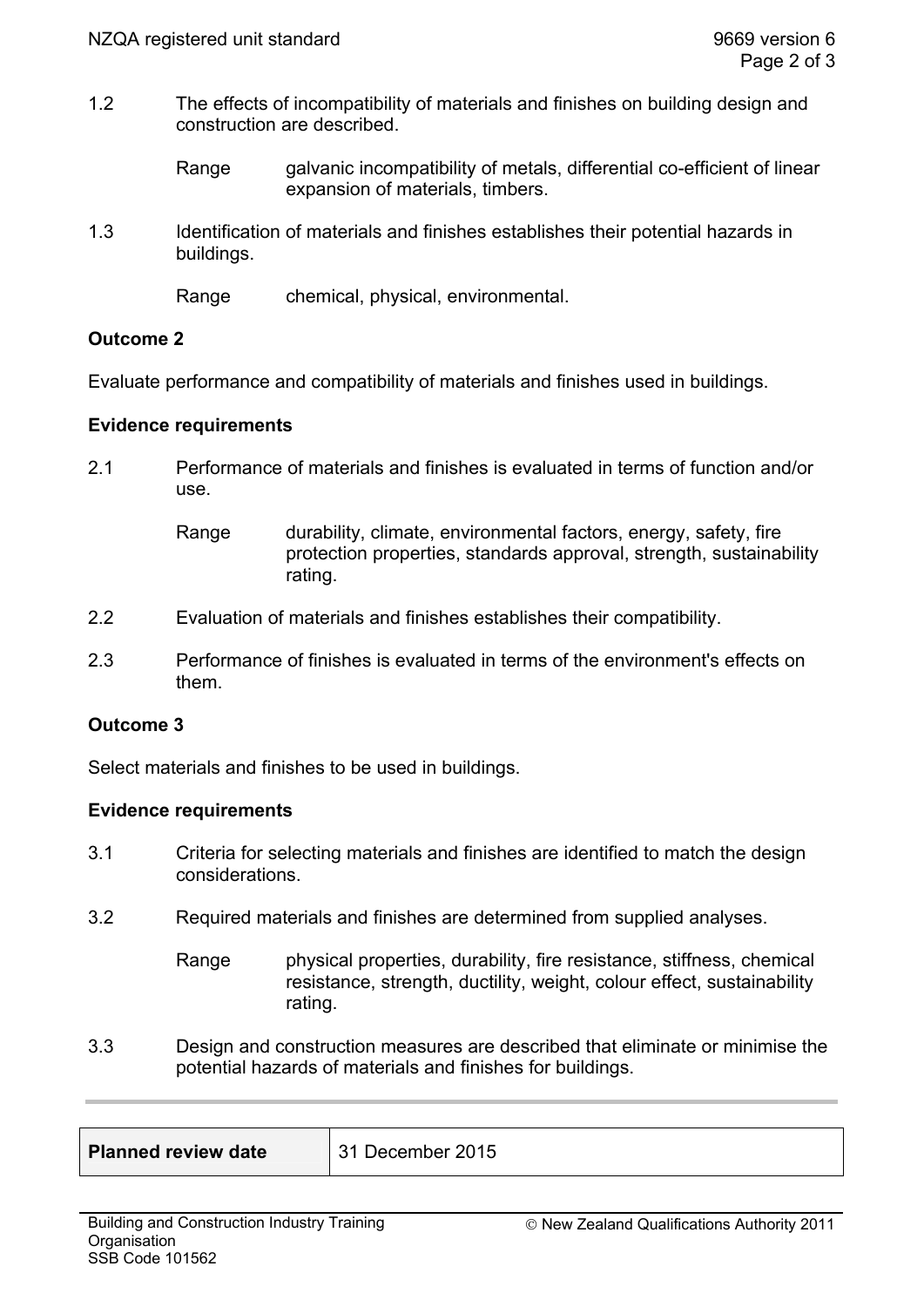1.2 The effects of incompatibility of materials and finishes on building design and construction are described.

Range galvanic incompatibility of metals, differential co-efficient of linear expansion of materials, timbers.

1.3 Identification of materials and finishes establishes their potential hazards in buildings.

Range chemical, physical, environmental.

**Outcome 2**

Evaluate performance and compatibility of materials and finishes used in buildings.

**Evidence requirements**

2.1 Performance of materials and finishes is evaluated in terms of function and/or use.

Range durability, climate, environmental factors, energy, safety, fire protection properties, standards approval, strength, sustainability rating.

2.2 Evaluation of materials and finishes establishes their compatibility.

2.3 Performance of finishes is evaluated in terms of the environment's effects on them.

**Outcome 3**

Select materials and finishes to be used in buildings.

**Evidence requirements**

3.1 Criteria for selecting materials and finishes are identified to match the design considerations.

3.2 Required materials and finishes are determined from supplied analyses.

Range physical properties, durability, fire resistance, stiffness, chemical resistance, strength, ductility, weight, colour effect, sustainability rating.

3.3 Design and construction measures are described that eliminate or minimise the potential hazards of materials and finishes for buildings.

| **Planned review date** | 31 December 2015 |
|---|---|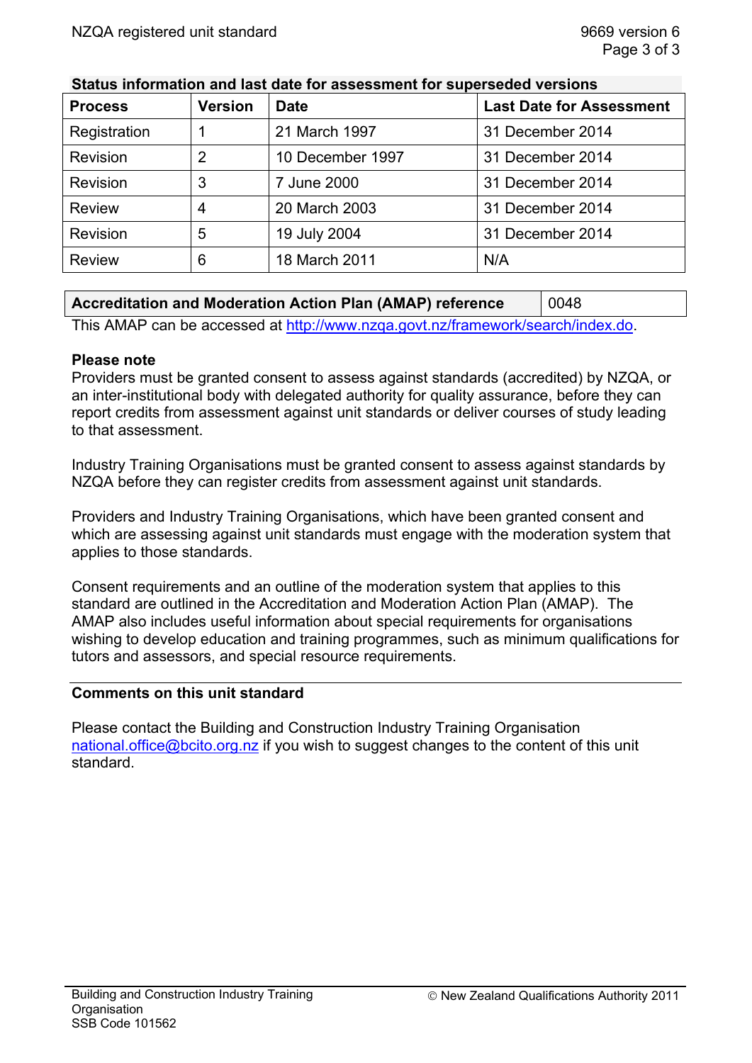**Status information and last date for assessment for superseded versions**

| Process | Version | Date | Last Date for Assessment |
|---|---|---|---|
| Registration | 1 | 21 March 1997 | 31 December 2014 |
| Revision | 2 | 10 December 1997 | 31 December 2014 |
| Revision | 3 | 7 June 2000 | 31 December 2014 |
| Review | 4 | 20 March 2003 | 31 December 2014 |
| Revision | 5 | 19 July 2004 | 31 December 2014 |
| Review | 6 | 18 March 2011 | N/A |

| Accreditation and Moderation Action Plan (AMAP) reference | 0048 |
|---|---|

This AMAP can be accessed at http://www.nzqa.govt.nz/framework/search/index.do.

**Please note**

Providers must be granted consent to assess against standards (accredited) by NZQA, or an inter-institutional body with delegated authority for quality assurance, before they can report credits from assessment against unit standards or deliver courses of study leading to that assessment.

Industry Training Organisations must be granted consent to assess against standards by NZQA before they can register credits from assessment against unit standards.

Providers and Industry Training Organisations, which have been granted consent and which are assessing against unit standards must engage with the moderation system that applies to those standards.

Consent requirements and an outline of the moderation system that applies to this standard are outlined in the Accreditation and Moderation Action Plan (AMAP). The AMAP also includes useful information about special requirements for organisations wishing to develop education and training programmes, such as minimum qualifications for tutors and assessors, and special resource requirements.

**Comments on this unit standard**

Please contact the Building and Construction Industry Training Organisation national.office@bcito.org.nz if you wish to suggest changes to the content of this unit standard.